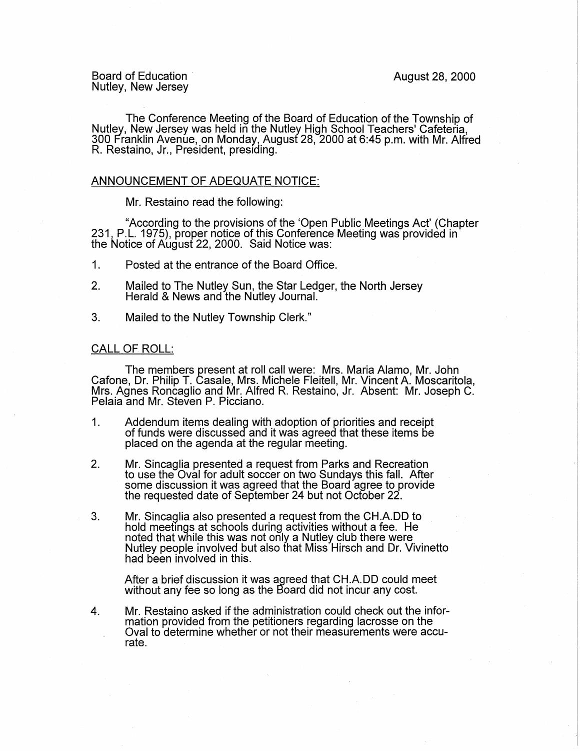Board of Education
Nutley, New Jersey

August 28, 2000

The Conference Meeting of the Board of Education of the Township of Nutley, New Jersey was held in the Nutley High School Teachers' Cafeteria, 300 Franklin Avenue, on Monday, August 28, 2000 at 6:45 p.m. with Mr. Alfred R. Restaino, Jr., President, presiding.

## ANNOUNCEMENT OF ADEQUATE NOTICE:

Mr. Restaino read the following:

"According to the provisions of the 'Open Public Meetings Act' (Chapter 231, P.L. 1975), proper notice of this Conference Meeting was provided in the Notice of August 22, 2000. Said Notice was:

1. Posted at the entrance of the Board Office.

2. Mailed to The Nutley Sun, the Star Ledger, the North Jersey Herald & News and the Nutley Journal.

3. Mailed to the Nutley Township Clerk."

## CALL OF ROLL:

The members present at roll call were: Mrs. Maria Alamo, Mr. John Cafone, Dr. Philip T. Casale, Mrs. Michele Fleitell, Mr. Vincent A. Moscaritola, Mrs. Agnes Roncaglio and Mr. Alfred R. Restaino, Jr. Absent: Mr. Joseph C. Pelaia and Mr. Steven P. Picciano.

1. Addendum items dealing with adoption of priorities and receipt of funds were discussed and it was agreed that these items be placed on the agenda at the regular meeting.

2. Mr. Sincaglia presented a request from Parks and Recreation to use the Oval for adult soccer on two Sundays this fall. After some discussion it was agreed that the Board agree to provide the requested date of September 24 but not October 22.

3. Mr. Sincaglia also presented a request from the CH.A.DD to hold meetings at schools during activities without a fee. He noted that while this was not only a Nutley club there were Nutley people involved but also that Miss Hirsch and Dr. Vivinetto had been involved in this.

   After a brief discussion it was agreed that CH.A.DD could meet without any fee so long as the Board did not incur any cost.

4. Mr. Restaino asked if the administration could check out the information provided from the petitioners regarding lacrosse on the Oval to determine whether or not their measurements were accurate.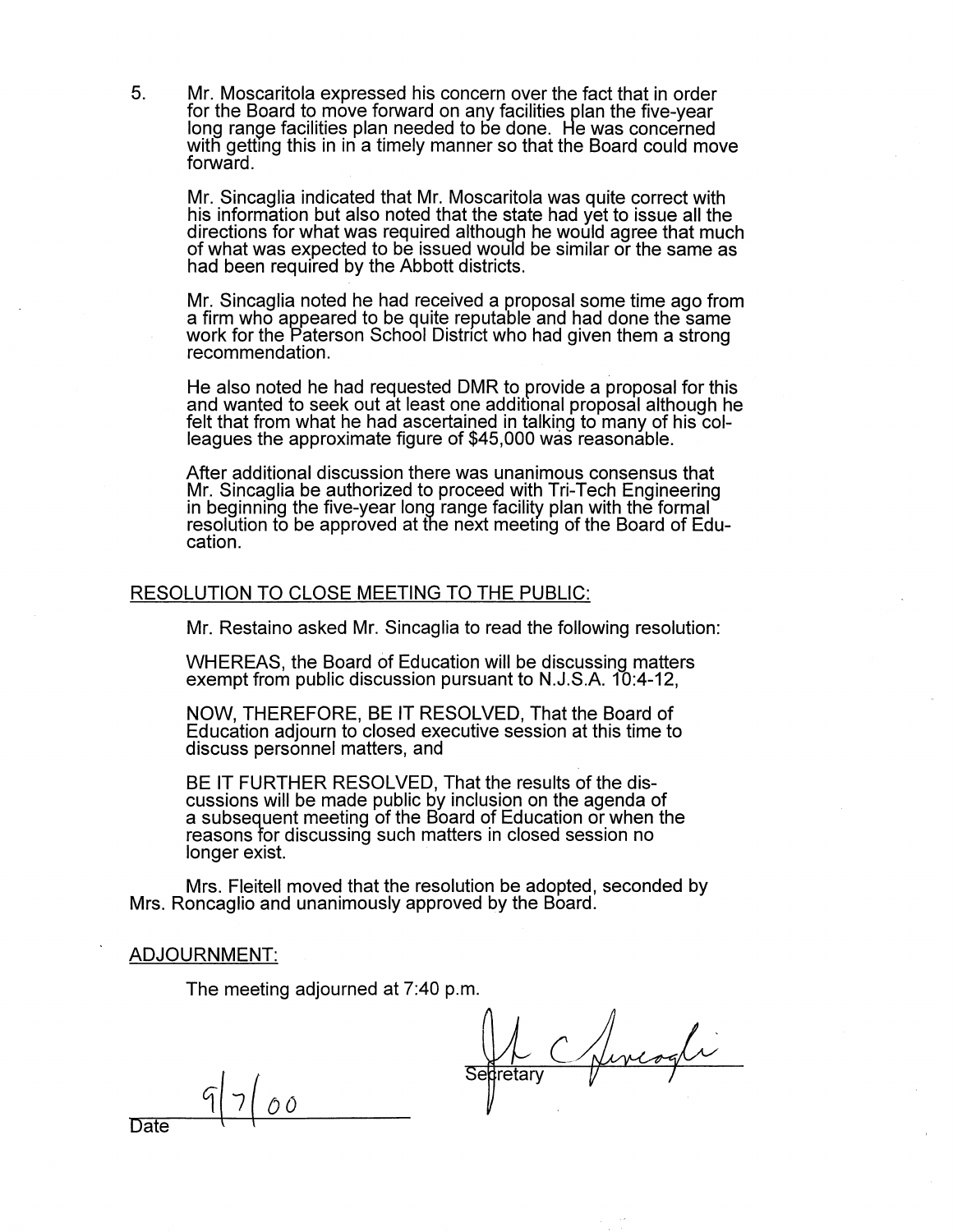5. Mr. Moscaritola expressed his concern over the fact that in order for the Board to move forward on any facilities plan the five-year long range facilities plan needed to be done. He was concerned with getting this in in a timely manner so that the Board could move forward.

   Mr. Sincaglia indicated that Mr. Moscaritola was quite correct with his information but also noted that the state had yet to issue all the directions for what was required although he would agree that much of what was expected to be issued would be similar or the same as had been required by the Abbott districts.

   Mr. Sincaglia noted he had received a proposal some time ago from a firm who appeared to be quite reputable and had done the same work for the Paterson School District who had given them a strong recommendation.

   He also noted he had requested DMR to provide a proposal for this and wanted to seek out at least one additional proposal although he felt that from what he had ascertained in talking to many of his colleagues the approximate figure of $45,000 was reasonable.

   After additional discussion there was unanimous consensus that Mr. Sincaglia be authorized to proceed with Tri-Tech Engineering in beginning the five-year long range facility plan with the formal resolution to be approved at the next meeting of the Board of Education.

## RESOLUTION TO CLOSE MEETING TO THE PUBLIC:

Mr. Restaino asked Mr. Sincaglia to read the following resolution:

WHEREAS, the Board of Education will be discussing matters exempt from public discussion pursuant to N.J.S.A. 10:4-12,

NOW, THEREFORE, BE IT RESOLVED, That the Board of Education adjourn to closed executive session at this time to discuss personnel matters, and

BE IT FURTHER RESOLVED, That the results of the discussions will be made public by inclusion on the agenda of a subsequent meeting of the Board of Education or when the reasons for discussing such matters in closed session no longer exist.

Mrs. Fleitell moved that the resolution be adopted, seconded by Mrs. Roncaglio and unanimously approved by the Board.

## ADJOURNMENT:

The meeting adjourned at 7:40 p.m.

Date 9/7/00

Secretary